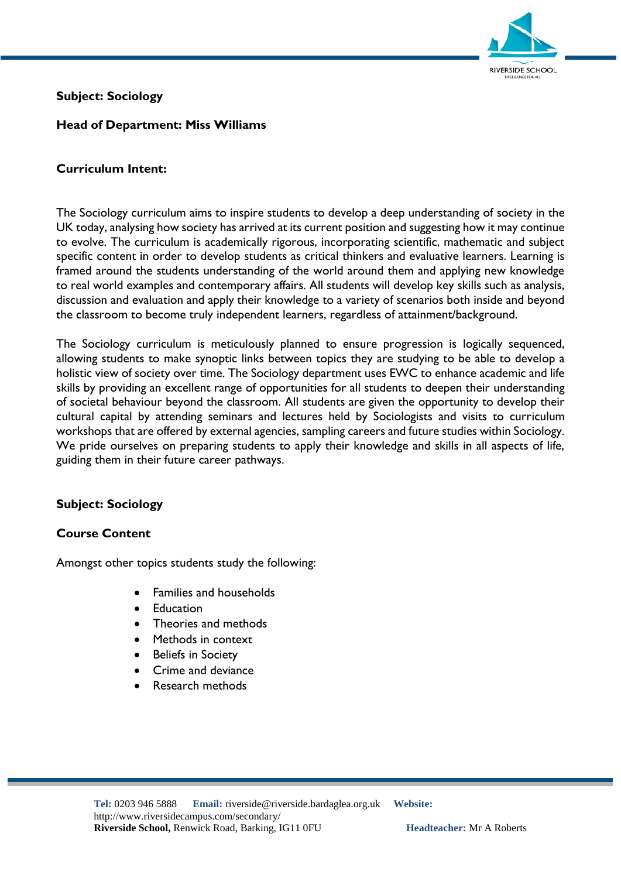**Subject: Sociology**

**Head of Department: Miss Williams**

**Curriculum Intent:**

The Sociology curriculum aims to inspire students to develop a deep understanding of society in the UK today, analysing how society has arrived at its current position and suggesting how it may continue to evolve. The curriculum is academically rigorous, incorporating scientific, mathematic and subject specific content in order to develop students as critical thinkers and evaluative learners. Learning is framed around the students understanding of the world around them and applying new knowledge to real world examples and contemporary affairs. All students will develop key skills such as analysis, discussion and evaluation and apply their knowledge to a variety of scenarios both inside and beyond the classroom to become truly independent learners, regardless of attainment/background.

The Sociology curriculum is meticulously planned to ensure progression is logically sequenced, allowing students to make synoptic links between topics they are studying to be able to develop a holistic view of society over time. The Sociology department uses EWC to enhance academic and life skills by providing an excellent range of opportunities for all students to deepen their understanding of societal behaviour beyond the classroom. All students are given the opportunity to develop their cultural capital by attending seminars and lectures held by Sociologists and visits to curriculum workshops that are offered by external agencies, sampling careers and future studies within Sociology. We pride ourselves on preparing students to apply their knowledge and skills in all aspects of life, guiding them in their future career pathways.

**Subject: Sociology**

**Course Content**

Amongst other topics students study the following:

- Families and households
- Education
- Theories and methods
- Methods in context
- Beliefs in Society
- Crime and deviance
- Research methods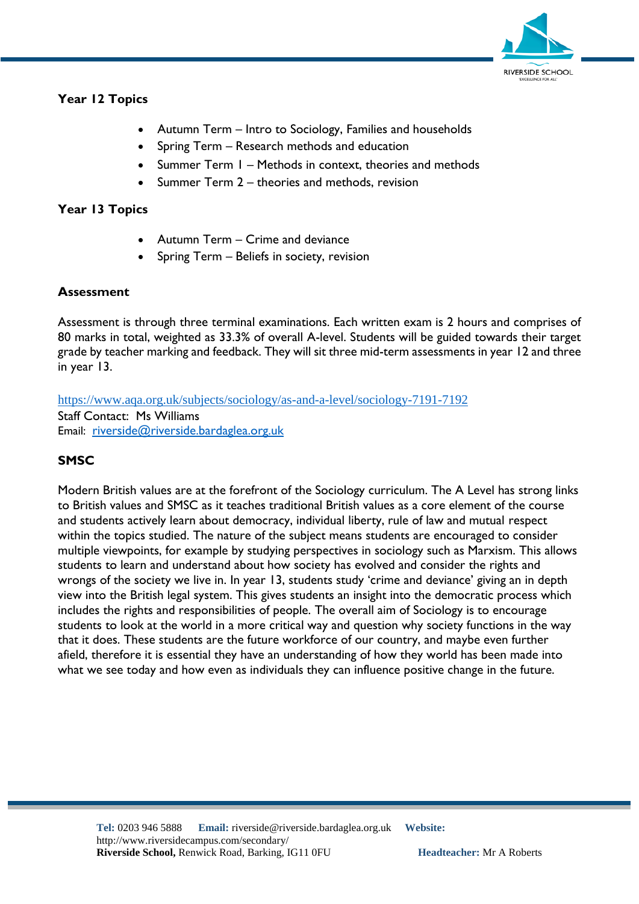**Year 12 Topics**

- Autumn Term – Intro to Sociology, Families and households
- Spring Term – Research methods and education
- Summer Term 1 – Methods in context, theories and methods
- Summer Term 2 – theories and methods, revision

**Year 13 Topics**

- Autumn Term – Crime and deviance
- Spring Term – Beliefs in society, revision

**Assessment**

Assessment is through three terminal examinations. Each written exam is 2 hours and comprises of 80 marks in total, weighted as 33.3% of overall A-level. Students will be guided towards their target grade by teacher marking and feedback. They will sit three mid-term assessments in year 12 and three in year 13.

https://www.aqa.org.uk/subjects/sociology/as-and-a-level/sociology-7191-7192
Staff Contact: Ms Williams
Email: riverside@riverside.bardaglea.org.uk

## SMSC

Modern British values are at the forefront of the Sociology curriculum. The A Level has strong links to British values and SMSC as it teaches traditional British values as a core element of the course and students actively learn about democracy, individual liberty, rule of law and mutual respect within the topics studied. The nature of the subject means students are encouraged to consider multiple viewpoints, for example by studying perspectives in sociology such as Marxism. This allows students to learn and understand about how society has evolved and consider the rights and wrongs of the society we live in. In year 13, students study 'crime and deviance' giving an in depth view into the British legal system. This gives students an insight into the democratic process which includes the rights and responsibilities of people. The overall aim of Sociology is to encourage students to look at the world in a more critical way and question why society functions in the way that it does. These students are the future workforce of our country, and maybe even further afield, therefore it is essential they have an understanding of how they world has been made into what we see today and how even as individuals they can influence positive change in the future.